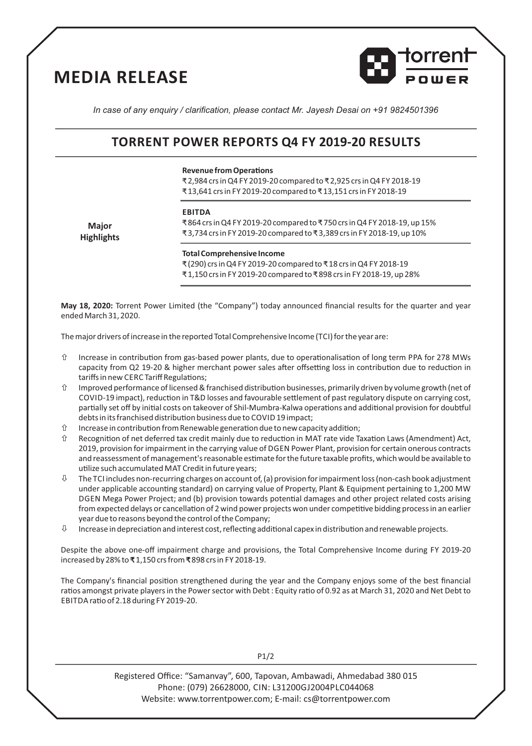# MEDIA RELEASE

*In case of any enquiry / clarification, please contact Mr. Jayesh Desai on +91 9824501396*

## TORRENT POWER REPORTS Q4 FY 2019-20 RESULTS

| | |
|---|---|
| **Major Highlights** | **Revenue from Operations**<br>₹2,984 crs in Q4 FY 2019-20 compared to ₹2,925 crs in Q4 FY 2018-19<br>₹13,641 crs in FY 2019-20 compared to ₹13,151 crs in FY 2018-19 |
| | **EBITDA**<br>₹864 crs in Q4 FY 2019-20 compared to ₹750 crs in Q4 FY 2018-19, up 15%<br>₹3,734 crs in FY 2019-20 compared to ₹3,389 crs in FY 2018-19, up 10% |
| | **Total Comprehensive Income**<br>₹(290) crs in Q4 FY 2019-20 compared to ₹18 crs in Q4 FY 2018-19<br>₹1,150 crs in FY 2019-20 compared to ₹898 crs in FY 2018-19, up 28% |

**May 18, 2020:** Torrent Power Limited (the "Company") today announced financial results for the quarter and year ended March 31, 2020.

The major drivers of increase in the reported Total Comprehensive Income (TCI) for the year are:

- ⇧ Increase in contribution from gas-based power plants, due to operationalisation of long term PPA for 278 MWs capacity from Q2 19-20 & higher merchant power sales after offsetting loss in contribution due to reduction in tariffs in new CERC Tariff Regulations;
- ⇧ Improved performance of licensed & franchised distribution businesses, primarily driven by volume growth (net of COVID-19 impact), reduction in T&D losses and favourable settlement of past regulatory dispute on carrying cost, partially set off by initial costs on takeover of Shil-Mumbra-Kalwa operations and additional provision for doubtful debts in its franchised distribution business due to COVID 19 impact;
- ⇧ Increase in contribution from Renewable generation due to new capacity addition;
- ⇧ Recognition of net deferred tax credit mainly due to reduction in MAT rate vide Taxation Laws (Amendment) Act, 2019, provision for impairment in the carrying value of DGEN Power Plant, provision for certain onerous contracts and reassessment of management's reasonable estimate for the future taxable profits, which would be available to utilize such accumulated MAT Credit in future years;
- ⇩ The TCI includes non-recurring charges on account of, (a) provision for impairment loss (non-cash book adjustment under applicable accounting standard) on carrying value of Property, Plant & Equipment pertaining to 1,200 MW DGEN Mega Power Project; and (b) provision towards potential damages and other project related costs arising from expected delays or cancellation of 2 wind power projects won under competitive bidding process in an earlier year due to reasons beyond the control of the Company;
- ⇩ Increase in depreciation and interest cost, reflecting additional capex in distribution and renewable projects.

Despite the above one-off impairment charge and provisions, the Total Comprehensive Income during FY 2019-20 increased by 28% to **₹**1,150 crs from **₹**898 crs in FY 2018-19.

The Company's financial position strengthened during the year and the Company enjoys some of the best financial ratios amongst private players in the Power sector with Debt : Equity ratio of 0.92 as at March 31, 2020 and Net Debt to EBITDA ratio of 2.18 during FY 2019-20.

Registered Office: "Samanvay", 600, Tapovan, Ambawadi, Ahmedabad 380 015
Phone: (079) 26628000, CIN: L31200GJ2004PLC044068
Website: www.torrentpower.com; E-mail: cs@torrentpower.com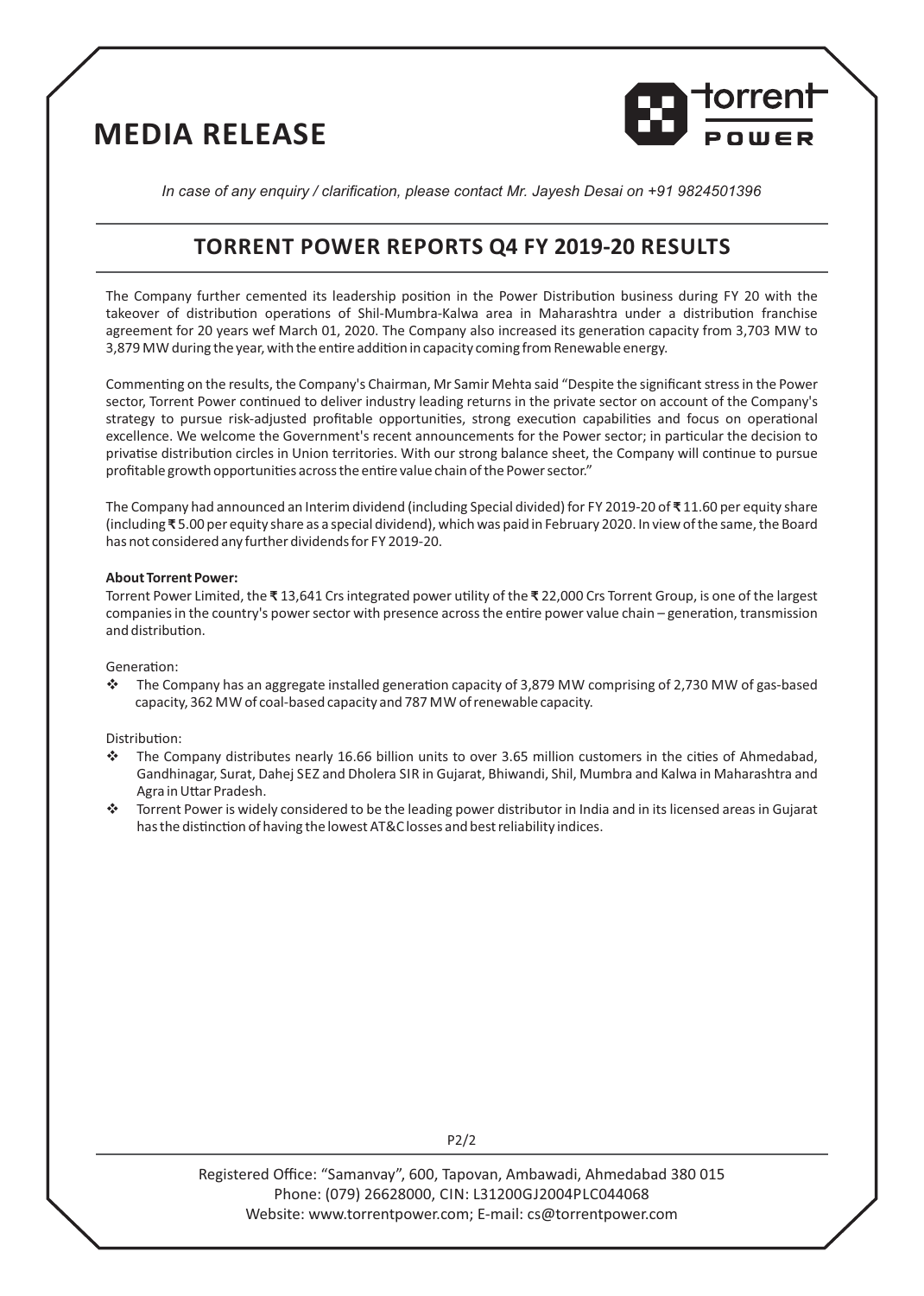# MEDIA RELEASE

*In case of any enquiry / clarification, please contact Mr. Jayesh Desai on +91 9824501396*

## TORRENT POWER REPORTS Q4 FY 2019-20 RESULTS

The Company further cemented its leadership position in the Power Distribution business during FY 20 with the takeover of distribution operations of Shil-Mumbra-Kalwa area in Maharashtra under a distribution franchise agreement for 20 years wef March 01, 2020. The Company also increased its generation capacity from 3,703 MW to 3,879 MW during the year, with the entire addition in capacity coming from Renewable energy.

Commenting on the results, the Company's Chairman, Mr Samir Mehta said "Despite the significant stress in the Power sector, Torrent Power continued to deliver industry leading returns in the private sector on account of the Company's strategy to pursue risk-adjusted profitable opportunities, strong execution capabilities and focus on operational excellence. We welcome the Government's recent announcements for the Power sector; in particular the decision to privatise distribution circles in Union territories. With our strong balance sheet, the Company will continue to pursue profitable growth opportunities across the entire value chain of the Power sector."

The Company had announced an Interim dividend (including Special divided) for FY 2019-20 of ₹ 11.60 per equity share (including ₹ 5.00 per equity share as a special dividend), which was paid in February 2020. In view of the same, the Board has not considered any further dividends for FY 2019-20.

**About Torrent Power:**

Torrent Power Limited, the ₹ 13,641 Crs integrated power utility of the ₹ 22,000 Crs Torrent Group, is one of the largest companies in the country's power sector with presence across the entire power value chain – generation, transmission and distribution.

Generation:

- The Company has an aggregate installed generation capacity of 3,879 MW comprising of 2,730 MW of gas-based capacity, 362 MW of coal-based capacity and 787 MW of renewable capacity.

Distribution:

- The Company distributes nearly 16.66 billion units to over 3.65 million customers in the cities of Ahmedabad, Gandhinagar, Surat, Dahej SEZ and Dholera SIR in Gujarat, Bhiwandi, Shil, Mumbra and Kalwa in Maharashtra and Agra in Uttar Pradesh.
- Torrent Power is widely considered to be the leading power distributor in India and in its licensed areas in Gujarat has the distinction of having the lowest AT&C losses and best reliability indices.

Registered Office: "Samanvay", 600, Tapovan, Ambawadi, Ahmedabad 380 015
Phone: (079) 26628000, CIN: L31200GJ2004PLC044068
Website: www.torrentpower.com; E-mail: cs@torrentpower.com